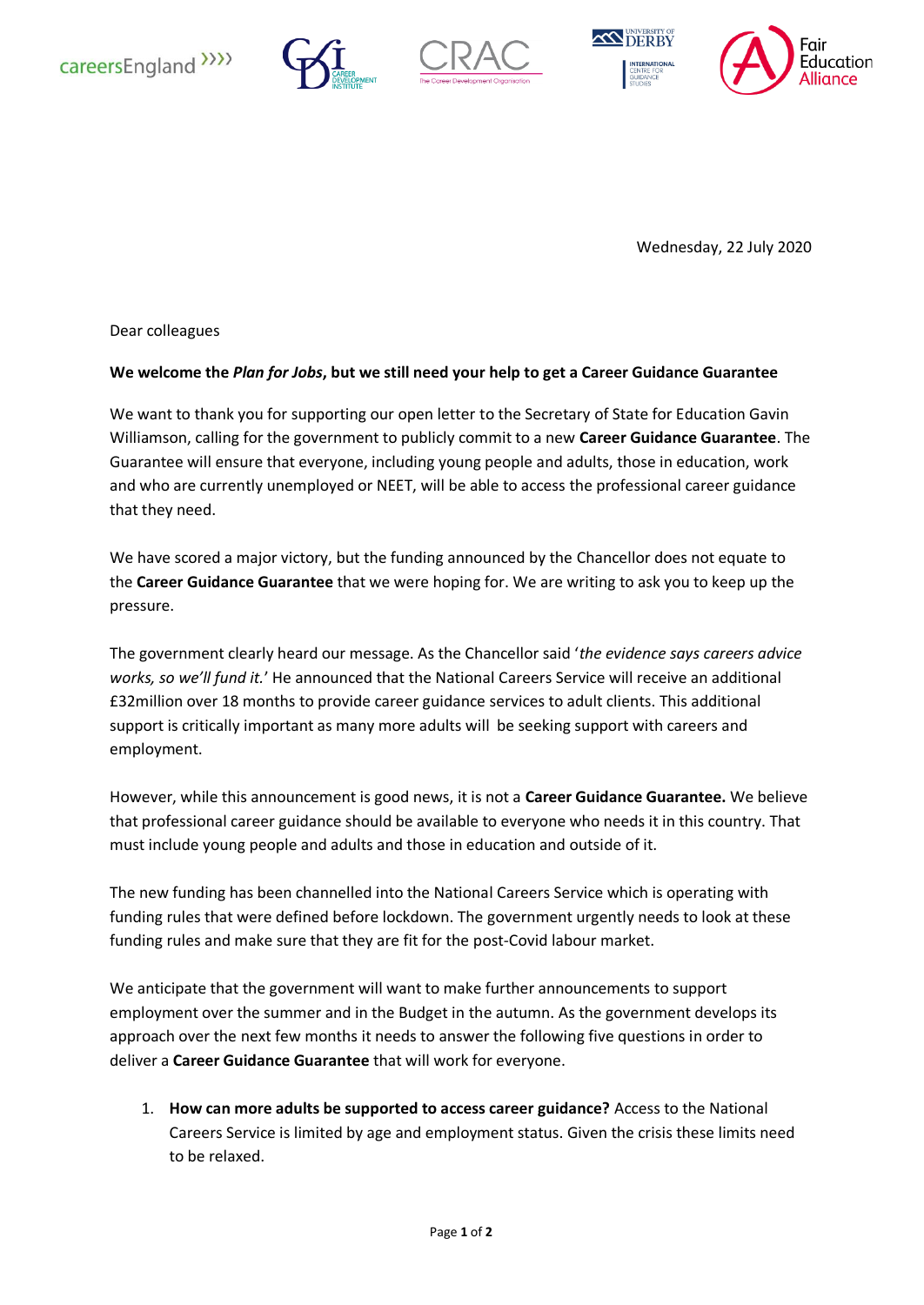Wednesday, 22 July 2020

Dear colleagues

**We welcome the *Plan for Jobs*, but we still need your help to get a Career Guidance Guarantee**

We want to thank you for supporting our open letter to the Secretary of State for Education Gavin Williamson, calling for the government to publicly commit to a new **Career Guidance Guarantee**. The Guarantee will ensure that everyone, including young people and adults, those in education, work and who are currently unemployed or NEET, will be able to access the professional career guidance that they need.

We have scored a major victory, but the funding announced by the Chancellor does not equate to the **Career Guidance Guarantee** that we were hoping for. We are writing to ask you to keep up the pressure.

The government clearly heard our message. As the Chancellor said '*the evidence says careers advice works, so we'll fund it.*' He announced that the National Careers Service will receive an additional £32million over 18 months to provide career guidance services to adult clients. This additional support is critically important as many more adults will be seeking support with careers and employment.

However, while this announcement is good news, it is not a **Career Guidance Guarantee.** We believe that professional career guidance should be available to everyone who needs it in this country. That must include young people and adults and those in education and outside of it.

The new funding has been channelled into the National Careers Service which is operating with funding rules that were defined before lockdown. The government urgently needs to look at these funding rules and make sure that they are fit for the post-Covid labour market.

We anticipate that the government will want to make further announcements to support employment over the summer and in the Budget in the autumn. As the government develops its approach over the next few months it needs to answer the following five questions in order to deliver a **Career Guidance Guarantee** that will work for everyone.

1. **How can more adults be supported to access career guidance?** Access to the National Careers Service is limited by age and employment status. Given the crisis these limits need to be relaxed.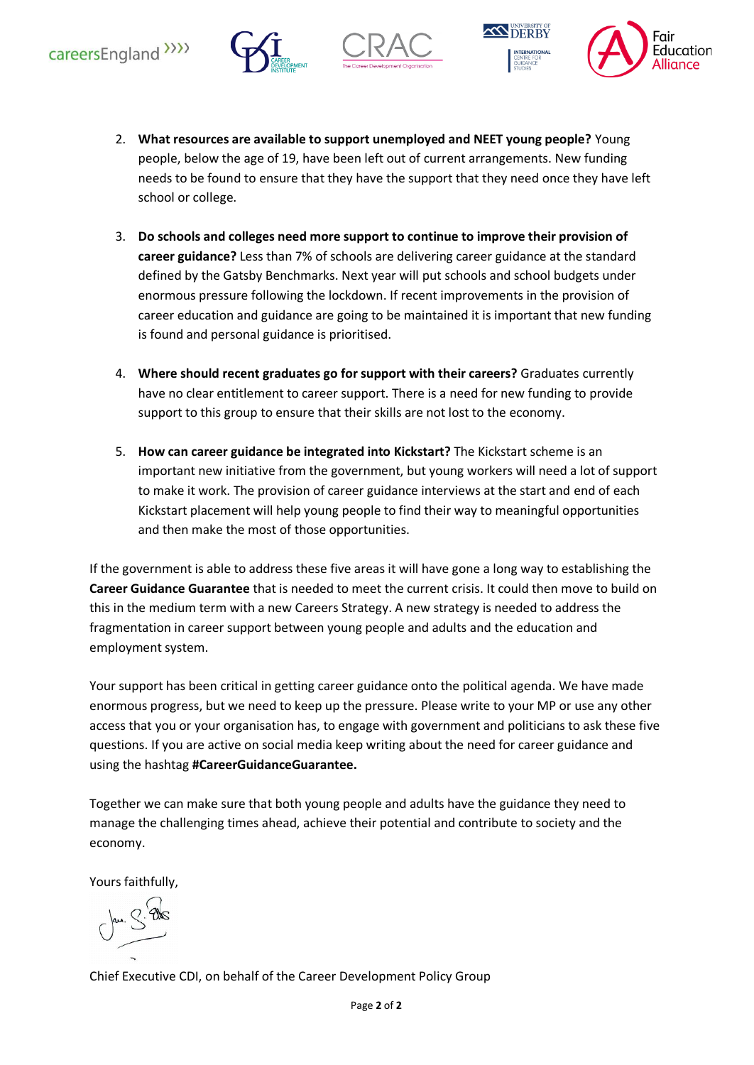2. **What resources are available to support unemployed and NEET young people?** Young people, below the age of 19, have been left out of current arrangements. New funding needs to be found to ensure that they have the support that they need once they have left school or college.

3. **Do schools and colleges need more support to continue to improve their provision of career guidance?** Less than 7% of schools are delivering career guidance at the standard defined by the Gatsby Benchmarks. Next year will put schools and school budgets under enormous pressure following the lockdown. If recent improvements in the provision of career education and guidance are going to be maintained it is important that new funding is found and personal guidance is prioritised.

4. **Where should recent graduates go for support with their careers?** Graduates currently have no clear entitlement to career support. There is a need for new funding to provide support to this group to ensure that their skills are not lost to the economy.

5. **How can career guidance be integrated into Kickstart?** The Kickstart scheme is an important new initiative from the government, but young workers will need a lot of support to make it work. The provision of career guidance interviews at the start and end of each Kickstart placement will help young people to find their way to meaningful opportunities and then make the most of those opportunities.

If the government is able to address these five areas it will have gone a long way to establishing the **Career Guidance Guarantee** that is needed to meet the current crisis. It could then move to build on this in the medium term with a new Careers Strategy. A new strategy is needed to address the fragmentation in career support between young people and adults and the education and employment system.

Your support has been critical in getting career guidance onto the political agenda. We have made enormous progress, but we need to keep up the pressure. Please write to your MP or use any other access that you or your organisation has, to engage with government and politicians to ask these five questions. If you are active on social media keep writing about the need for career guidance and using the hashtag **#CareerGuidanceGuarantee.**

Together we can make sure that both young people and adults have the guidance they need to manage the challenging times ahead, achieve their potential and contribute to society and the economy.

Yours faithfully,

Chief Executive CDI, on behalf of the Career Development Policy Group